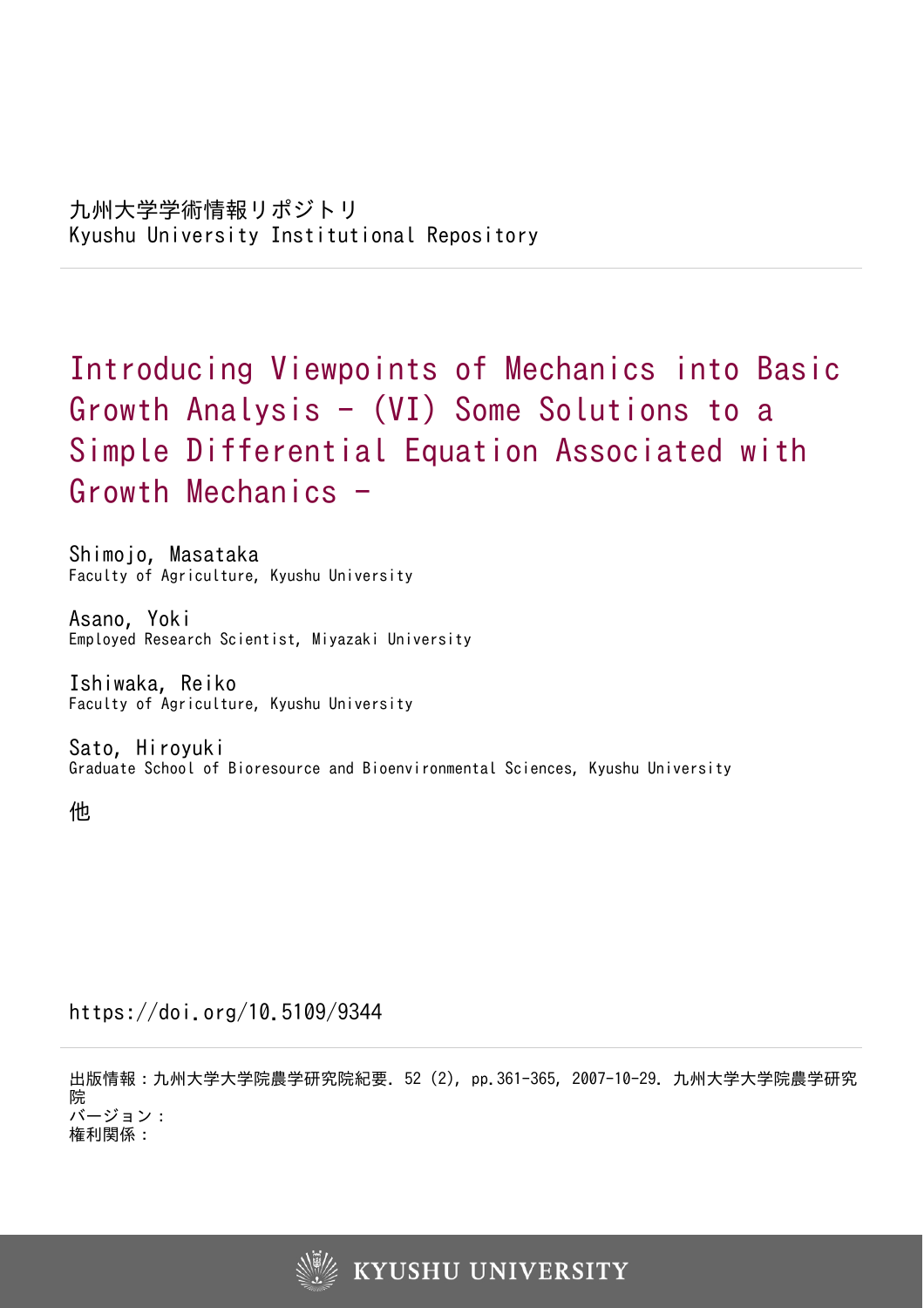九州大学学術情報リポジトリ
Kyushu University Institutional Repository

# Introducing Viewpoints of Mechanics into Basic Growth Analysis - (VI) Some Solutions to a Simple Differential Equation Associated with Growth Mechanics -

Shimojo, Masataka
Faculty of Agriculture, Kyushu University

Asano, Yoki
Employed Research Scientist, Miyazaki University

Ishiwaka, Reiko
Faculty of Agriculture, Kyushu University

Sato, Hiroyuki
Graduate School of Bioresource and Bioenvironmental Sciences, Kyushu University

他

https://doi.org/10.5109/9344

出版情報：九州大学大学院農学研究院紀要. 52 (2), pp.361-365, 2007-10-29. 九州大学大学院農学研究院
バージョン：
権利関係：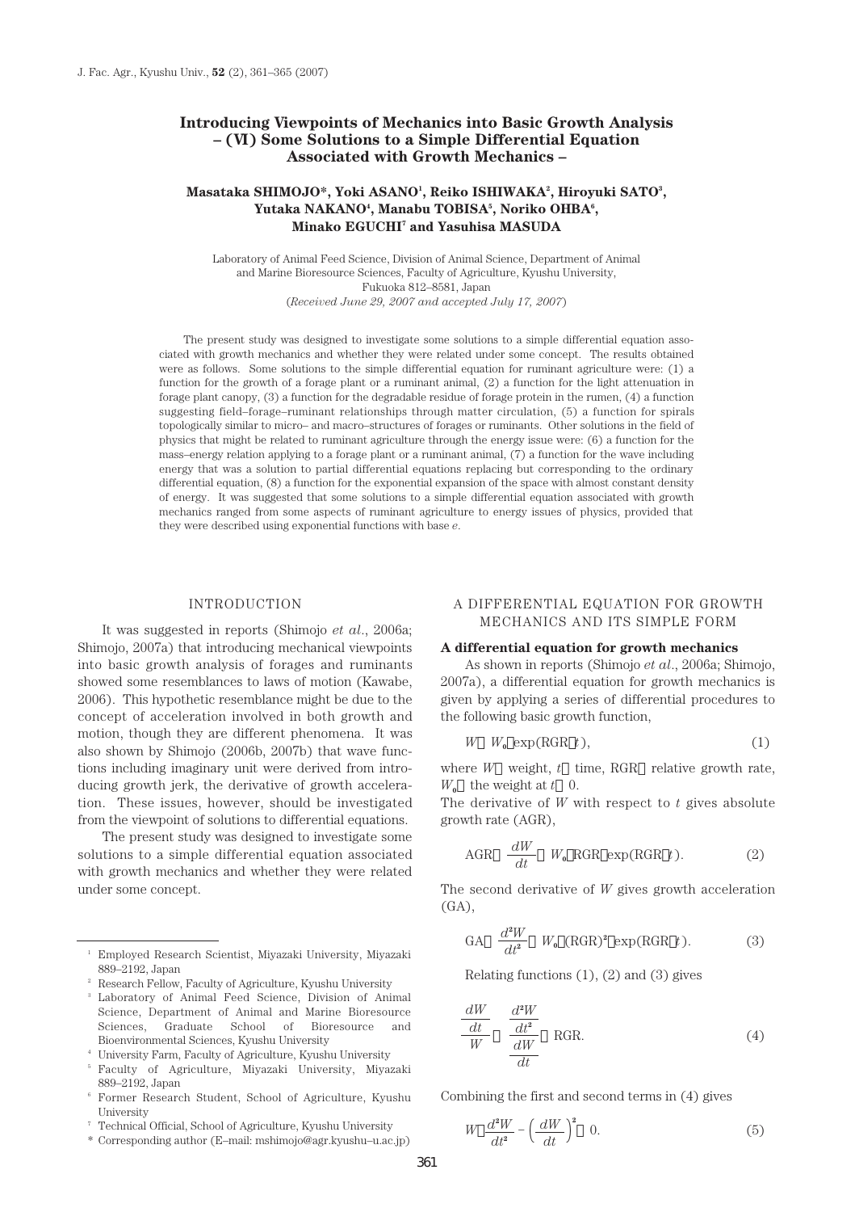# Introducing Viewpoints of Mechanics into Basic Growth Analysis – (VI) Some Solutions to a Simple Differential Equation Associated with Growth Mechanics –

**Masataka SHIMOJO*, Yoki ASANO[1], Reiko ISHIWAKA[2], Hiroyuki SATO[3], Yutaka NAKANO[4], Manabu TOBISA[5], Noriko OHBA[6], Minako EGUCHI[7] and Yasuhisa MASUDA**

Laboratory of Animal Feed Science, Division of Animal Science, Department of Animal and Marine Bioresource Sciences, Faculty of Agriculture, Kyushu University, Fukuoka 812–8581, Japan

(*Received June 29, 2007 and accepted July 17, 2007*)

The present study was designed to investigate some solutions to a simple differential equation associated with growth mechanics and whether they were related under some concept. The results obtained were as follows. Some solutions to the simple differential equation for ruminant agriculture were: (1) a function for the growth of a forage plant or a ruminant animal, (2) a function for the light attenuation in forage plant canopy, (3) a function for the degradable residue of forage protein in the rumen, (4) a function suggesting field–forage–ruminant relationships through matter circulation, (5) a function for spirals topologically similar to micro– and macro–structures of forages or ruminants. Other solutions in the field of physics that might be related to ruminant agriculture through the energy issue were: (6) a function for the mass–energy relation applying to a forage plant or a ruminant animal, (7) a function for the wave including energy that was a solution to partial differential equations replacing but corresponding to the ordinary differential equation, (8) a function for the exponential expansion of the space with almost constant density of energy. It was suggested that some solutions to a simple differential equation associated with growth mechanics ranged from some aspects of ruminant agriculture to energy issues of physics, provided that they were described using exponential functions with base *e*.

## INTRODUCTION

It was suggested in reports (Shimojo *et al*., 2006a; Shimojo, 2007a) that introducing mechanical viewpoints into basic growth analysis of forages and ruminants showed some resemblances to laws of motion (Kawabe, 2006). This hypothetic resemblance might be due to the concept of acceleration involved in both growth and motion, though they are different phenomena. It was also shown by Shimojo (2006b, 2007b) that wave functions including imaginary unit were derived from introducing growth jerk, the derivative of growth acceleration. These issues, however, should be investigated from the viewpoint of solutions to differential equations.

The present study was designed to investigate some solutions to a simple differential equation associated with growth mechanics and whether they were related under some concept.

## A DIFFERENTIAL EQUATION FOR GROWTH MECHANICS AND ITS SIMPLE FORM

### A differential equation for growth mechanics

As shown in reports (Shimojo *et al*., 2006a; Shimojo, 2007a), a differential equation for growth mechanics is given by applying a series of differential procedures to the following basic growth function,

$$W = W_0 \cdot \exp(\mathrm{RGR} \cdot t), \tag{1}$$

where $W$ = weight, $t$ = time, RGR = relative growth rate, $W_0$ = the weight at $t$ = 0.

The derivative of $W$ with respect to $t$ gives absolute growth rate (AGR),

$$\mathrm{AGR} = \frac{dW}{dt} = W_0 \cdot \mathrm{RGR} \cdot \exp(\mathrm{RGR} \cdot t). \tag{2}$$

The second derivative of $W$ gives growth acceleration (GA),

$$\mathrm{GA} = \frac{d^2W}{dt^2} = W_0 \cdot (\mathrm{RGR})^2 \cdot \exp(\mathrm{RGR} \cdot t). \tag{3}$$

Relating functions (1), (2) and (3) gives

$$\frac{\frac{dW}{dt}}{W} = \frac{\frac{d^2W}{dt^2}}{\frac{dW}{dt}} = \mathrm{RGR}. \tag{4}$$

Combining the first and second terms in (4) gives

$$W \cdot \frac{d^2W}{dt^2} - \left(\frac{dW}{dt}\right)^2 = 0. \tag{5}$$

---

[1] Employed Research Scientist, Miyazaki University, Miyazaki 889–2192, Japan

[2] Research Fellow, Faculty of Agriculture, Kyushu University

[3] Laboratory of Animal Feed Science, Division of Animal Science, Department of Animal and Marine Bioresource Sciences, Graduate School of Bioresource and Bioenvironmental Sciences, Kyushu University

[4] University Farm, Faculty of Agriculture, Kyushu University

[5] Faculty of Agriculture, Miyazaki University, Miyazaki 889–2192, Japan

[6] Former Research Student, School of Agriculture, Kyushu University

[7] Technical Official, School of Agriculture, Kyushu University

\* Corresponding author (E–mail: mshimojo@agr.kyushu–u.ac.jp)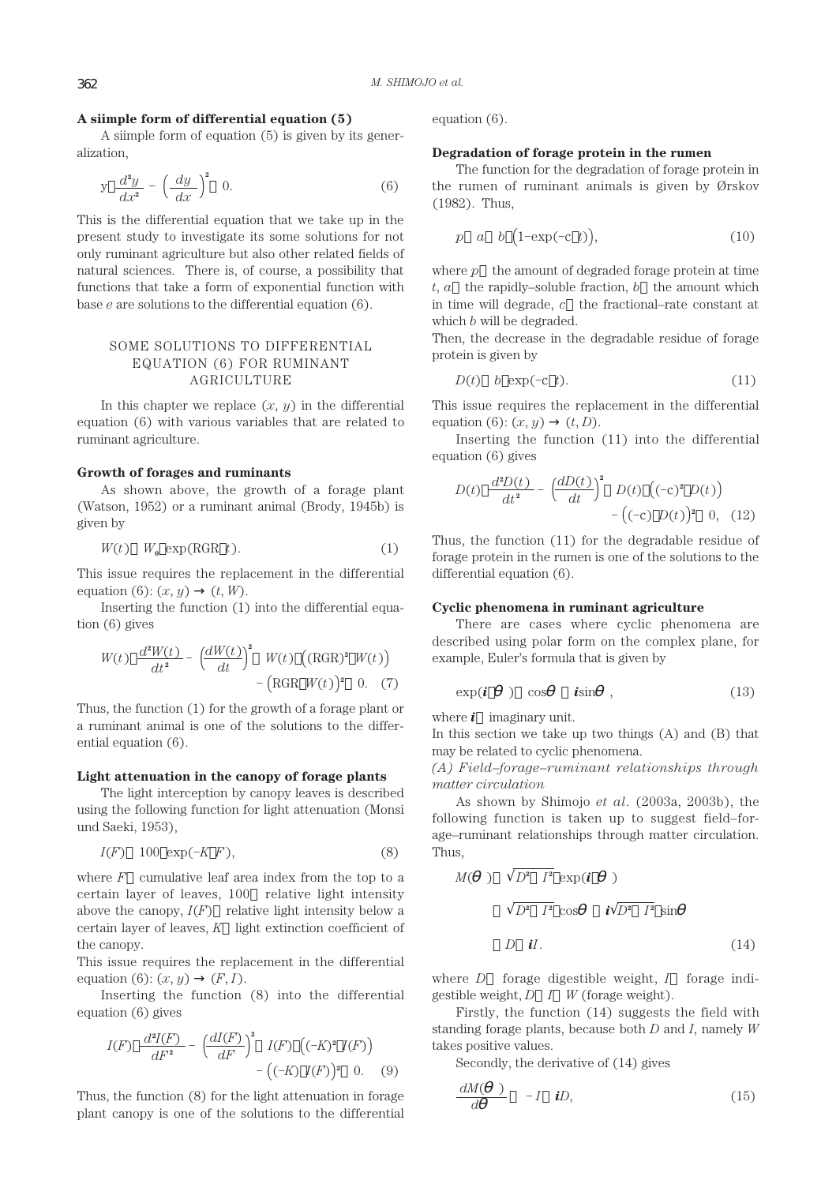### A siimple form of differential equation (5)

A siimple form of equation (5) is given by its generalization,

$$y\cdot\frac{d^2y}{dx^2}-\left(\frac{dy}{dx}\right)^2=0. \tag{6}$$

This is the differential equation that we take up in the present study to investigate its some solutions for not only ruminant agriculture but also other related fields of natural sciences. There is, of course, a possibility that functions that take a form of exponential function with base $e$ are solutions to the differential equation (6).

## SOME SOLUTIONS TO DIFFERENTIAL EQUATION (6) FOR RUMINANT AGRICULTURE

In this chapter we replace $(x, y)$ in the differential equation (6) with various variables that are related to ruminant agriculture.

### Growth of forages and ruminants

As shown above, the growth of a forage plant (Watson, 1952) or a ruminant animal (Brody, 1945b) is given by

$$W(t)=W_0\cdot\exp(\mathrm{RGR}\cdot t). \tag{1}$$

This issue requires the replacement in the differential equation (6): $(x, y)\rightarrow(t, W)$.

Inserting the function (1) into the differential equation (6) gives

$$W(t)\cdot\frac{d^2W(t)}{dt^2}-\left(\frac{dW(t)}{dt}\right)^2=W(t)\cdot\left((\mathrm{RGR})^2\cdot W(t)\right)-\left(\mathrm{RGR}\cdot W(t)\right)^2=0. \tag{7}$$

Thus, the function (1) for the growth of a forage plant or a ruminant animal is one of the solutions to the differential equation (6).

### Light attenuation in the canopy of forage plants

The light interception by canopy leaves is described using the following function for light attenuation (Monsi und Saeki, 1953),

$$I(F)=100\cdot\exp(-K\cdot F), \tag{8}$$

where $F$: cumulative leaf area index from the top to a certain layer of leaves, 100: relative light intensity above the canopy, $I(F)$: relative light intensity below a certain layer of leaves, $K$: light extinction coefficient of the canopy.

This issue requires the replacement in the differential equation (6): $(x, y)\rightarrow(F, I)$.

Inserting the function (8) into the differential equation (6) gives

$$I(F)\cdot\frac{d^2I(F)}{dF^2}-\left(\frac{dI(F)}{dF}\right)^2=I(F)\cdot\left((-K)^2\cdot I(F)\right)-\left((-K)\cdot I(F)\right)^2=0. \tag{9}$$

Thus, the function (8) for the light attenuation in forage plant canopy is one of the solutions to the differential equation (6).

### Degradation of forage protein in the rumen

The function for the degradation of forage protein in the rumen of ruminant animals is given by Ørskov (1982). Thus,

$$p=a+b\cdot\left(1-\exp(-c\cdot t)\right), \tag{10}$$

where $p$: the amount of degraded forage protein at time $t$, $a$: the rapidly–soluble fraction, $b$: the amount which in time will degrade, $c$: the fractional–rate constant at which $b$ will be degraded.

Then, the decrease in the degradable residue of forage protein is given by

$$D(t)=b\cdot\exp(-c\cdot t). \tag{11}$$

This issue requires the replacement in the differential equation (6): $(x, y)\rightarrow(t, D)$.

Inserting the function (11) into the differential equation (6) gives

$$D(t)\cdot\frac{d^2D(t)}{dt^2}-\left(\frac{dD(t)}{dt}\right)^2=D(t)\cdot\left((-c)^2\cdot D(t)\right)-\left((-c)\cdot D(t)\right)^2=0, \tag{12}$$

Thus, the function (11) for the degradable residue of forage protein in the rumen is one of the solutions to the differential equation (6).

### Cyclic phenomena in ruminant agriculture

There are cases where cyclic phenomena are described using polar form on the complex plane, for example, Euler's formula that is given by

$$\exp(\boldsymbol{i}\cdot\theta)=\cos\theta+\boldsymbol{i}\sin\theta, \tag{13}$$

where $\boldsymbol{i}$: imaginary unit.

In this section we take up two things (A) and (B) that may be related to cyclic phenomena.

*(A) Field–forage–ruminant relationships through matter circulation*

As shown by Shimojo *et al.* (2003a, 2003b), the following function is taken up to suggest field–forage–ruminant relationships through matter circulation. Thus,

$$\begin{aligned} M(\theta)&=\sqrt{D^2+I^2}\cdot\exp(\boldsymbol{i}\cdot\theta)\\ &=\sqrt{D^2+I^2}\cdot\cos\theta+\boldsymbol{i}\sqrt{D^2+I^2}\cdot\sin\theta\\ &=D+\boldsymbol{i}I. \end{aligned} \tag{14}$$

where $D$: forage digestible weight, $I$: forage indigestible weight, $D+I=W$ (forage weight).

Firstly, the function (14) suggests the field with standing forage plants, because both $D$ and $I$, namely $W$ takes positive values.

Secondly, the derivative of (14) gives

$$\frac{dM(\theta)}{d\theta}=-I+\boldsymbol{i}D, \tag{15}$$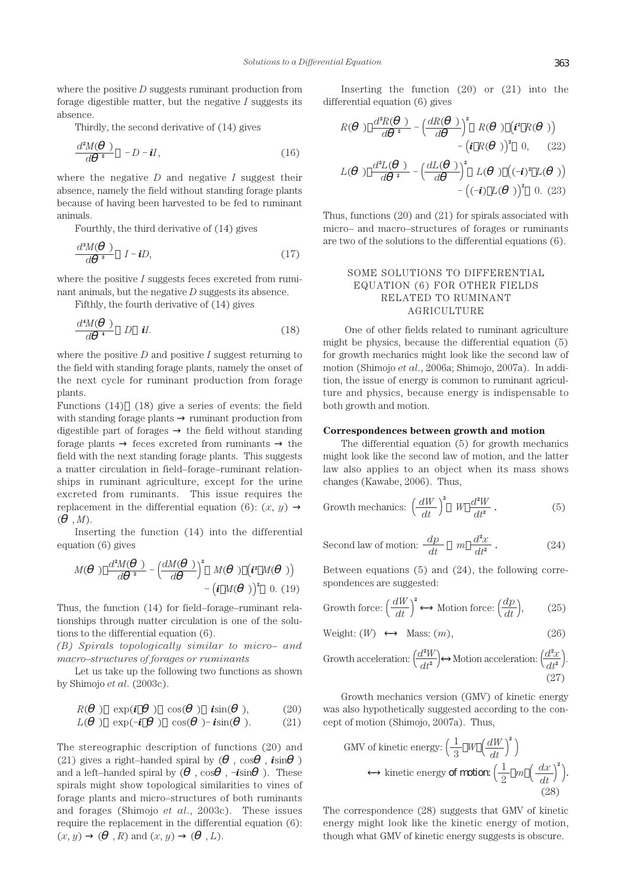where the positive $D$ suggests ruminant production from forage digestible matter, but the negative $I$ suggests its absence.

Thirdly, the second derivative of (14) gives

$$\frac{d^2M(\theta)}{d\theta^2} = -D - iI, \tag{16}$$

where the negative $D$ and negative $I$ suggest their absence, namely the field without standing forage plants because of having been harvested to be fed to ruminant animals.

Fourthly, the third derivative of (14) gives

$$\frac{d^3M(\theta)}{d\theta^3} = I - iD, \tag{17}$$

where the positive $I$ suggests feces excreted from ruminant animals, but the negative $D$ suggests its absence.

Fifthly, the fourth derivative of (14) gives

$$\frac{d^4M(\theta)}{d\theta^4} = D + iI. \tag{18}$$

where the positive $D$ and positive $I$ suggest returning to the field with standing forage plants, namely the onset of the next cycle for ruminant production from forage plants.

Functions (14)–(18) give a series of events: the field with standing forage plants → ruminant production from digestible part of forages → the field without standing forage plants → feces excreted from ruminants → the field with the next standing forage plants. This suggests a matter circulation in field–forage–ruminant relationships in ruminant agriculture, except for the urine excreted from ruminants. This issue requires the replacement in the differential equation (6): $(x, y) \rightarrow (\theta, M)$.

Inserting the function (14) into the differential equation (6) gives

$$M(\theta)\cdot\frac{d^2M(\theta)}{d\theta^2} - \left(\frac{dM(\theta)}{d\theta}\right)^2 = M(\theta)\cdot\left(i^2\cdot M(\theta)\right) - \left(i\cdot M(\theta)\right)^2 = 0. \tag{19}$$

Thus, the function (14) for field–forage–ruminant relationships through matter circulation is one of the solutions to the differential equation (6).

*(B) Spirals topologically similar to micro– and macro–structures of forages or ruminants*

Let us take up the following two functions as shown by Shimojo *et al.* (2003c).

$$R(\theta) = \exp(i\cdot\theta) = \cos(\theta) + i\sin(\theta), \tag{20}$$

$$L(\theta) = \exp(-i\cdot\theta) = \cos(\theta) - i\sin(\theta). \tag{21}$$

The stereographic description of functions (20) and (21) gives a right–handed spiral by $(\theta, \cos\theta, i\sin\theta)$ and a left–handed spiral by $(\theta, \cos\theta, -i\sin\theta)$. These spirals might show topological similarities to vines of forage plants and micro–structures of both ruminants and forages (Shimojo *et al.*, 2003c). These issues require the replacement in the differential equation (6): $(x, y) \rightarrow (\theta, R)$ and $(x, y) \rightarrow (\theta, L)$.

Inserting the function (20) or (21) into the differential equation (6) gives

$$R(\theta)\cdot\frac{d^2R(\theta)}{d\theta^2} - \left(\frac{dR(\theta)}{d\theta}\right)^2 = R(\theta)\cdot\left(i^2\cdot R(\theta)\right) - \left(i\cdot R(\theta)\right)^2 = 0, \tag{22}$$

$$L(\theta)\cdot\frac{d^2L(\theta)}{d\theta^2} - \left(\frac{dL(\theta)}{d\theta}\right)^2 = L(\theta)\cdot\left((-i)^2\cdot L(\theta)\right) - \left((-i)\cdot L(\theta)\right)^2 = 0. \tag{23}$$

Thus, functions (20) and (21) for spirals associated with micro– and macro–structures of forages or ruminants are two of the solutions to the differential equations (6).

## SOME SOLUTIONS TO DIFFERENTIAL EQUATION (6) FOR OTHER FIELDS RELATED TO RUMINANT AGRICULTURE

One of other fields related to ruminant agriculture might be physics, because the differential equation (5) for growth mechanics might look like the second law of motion (Shimojo *et al.*, 2006a; Shimojo, 2007a). In addition, the issue of energy is common to ruminant agriculture and physics, because energy is indispensable to both growth and motion.

### Correspondences between growth and motion

The differential equation (5) for growth mechanics might look like the second law of motion, and the latter law also applies to an object when its mass shows changes (Kawabe, 2006). Thus,

$$\text{Growth mechanics: } \left(\frac{dW}{dt}\right)^2 = W\cdot\frac{d^2W}{dt^2}. \tag{5}$$

$$\text{Second law of motion: } \frac{dp}{dt} = m\cdot\frac{d^2x}{dt^2}. \tag{24}$$

Between equations (5) and (24), the following correspondences are suggested:

$$\text{Growth force: } \left(\frac{dW}{dt}\right)^2 \longleftrightarrow \text{Motion force: } \left(\frac{dp}{dt}\right), \tag{25}$$

$$\text{Weight: } (W) \longleftrightarrow \text{Mass: } (m), \tag{26}$$

$$\text{Growth acceleration: } \left(\frac{d^2W}{dt^2}\right) \longleftrightarrow \text{Motion acceleration: } \left(\frac{d^2x}{dt^2}\right). \tag{27}$$

Growth mechanics version (GMV) of kinetic energy was also hypothetically suggested according to the concept of motion (Shimojo, 2007a). Thus,

$$\text{GMV of kinetic energy: } \left(\frac{1}{3}\cdot W\cdot\left(\frac{dW}{dt}\right)^2\right) \longleftrightarrow \text{kinetic energy of motion: } \left(\frac{1}{2}\cdot m\cdot\left(\frac{dx}{dt}\right)^2\right). \tag{28}$$

The correspondence (28) suggests that GMV of kinetic energy might look like the kinetic energy of motion, though what GMV of kinetic energy suggests is obscure.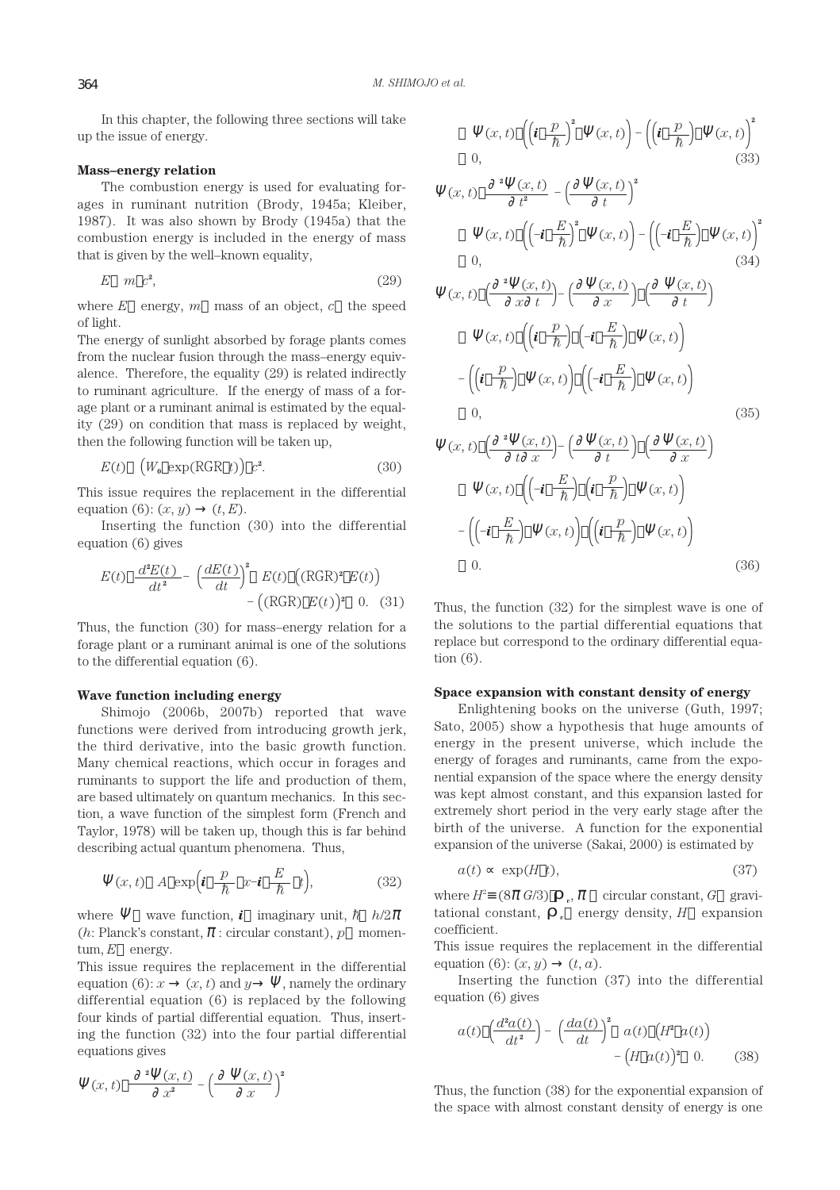In this chapter, the following three sections will take up the issue of energy.

**Mass–energy relation**

The combustion energy is used for evaluating forages in ruminant nutrition (Brody, 1945a; Kleiber, 1987). It was also shown by Brody (1945a) that the combustion energy is included in the energy of mass that is given by the well–known equality,

$$E = m \cdot c^2, \tag{29}$$

where $E$: energy, $m$: mass of an object, $c$: the speed of light.

The energy of sunlight absorbed by forage plants comes from the nuclear fusion through the mass–energy equivalence. Therefore, the equality (29) is related indirectly to ruminant agriculture. If the energy of mass of a forage plant or a ruminant animal is estimated by the equality (29) on condition that mass is replaced by weight, then the following function will be taken up,

$$E(t) = \left(W_0 \cdot \exp(\mathrm{RGR} \cdot t)\right) \cdot c^2. \tag{30}$$

This issue requires the replacement in the differential equation (6): $(x, y) \rightarrow (t, E)$.

Inserting the function (30) into the differential equation (6) gives

$$E(t) \cdot \frac{d^2E(t)}{dt^2} - \left(\frac{dE(t)}{dt}\right)^2 = E(t) \cdot \left((\mathrm{RGR})^2 \cdot E(t)\right) - \left((\mathrm{RGR}) \cdot E(t)\right)^2 = 0. \tag{31}$$

Thus, the function (30) for mass–energy relation for a forage plant or a ruminant animal is one of the solutions to the differential equation (6).

**Wave function including energy**

Shimojo (2006b, 2007b) reported that wave functions were derived from introducing growth jerk, the third derivative, into the basic growth function. Many chemical reactions, which occur in forages and ruminants to support the life and production of them, are based ultimately on quantum mechanics. In this section, a wave function of the simplest form (French and Taylor, 1978) will be taken up, though this is far behind describing actual quantum phenomena. Thus,

$$\Psi(x, t) = A \cdot \exp\left(\boldsymbol{i} \cdot \frac{p}{\hbar} \cdot x - \boldsymbol{i} \cdot \frac{E}{\hbar} \cdot t\right), \tag{32}$$

where $\Psi$: wave function, $\boldsymbol{i}$: imaginary unit, $\hbar = h/2\pi$ ($h$: Planck's constant, $\pi$: circular constant), $p$: momentum, $E$: energy.

This issue requires the replacement in the differential equation (6): $x \rightarrow (x, t)$ and $y \rightarrow \Psi$, namely the ordinary differential equation (6) is replaced by the following four kinds of partial differential equation. Thus, inserting the function (32) into the four partial differential equations gives

$$\Psi(x, t) \cdot \frac{\partial^2\Psi(x, t)}{\partial x^2} - \left(\frac{\partial \Psi(x, t)}{\partial x}\right)^2 = \Psi(x, t) \cdot \left(\left(\boldsymbol{i} \cdot \frac{p}{\hbar}\right)^2 \cdot \Psi(x, t)\right) - \left(\left(\boldsymbol{i} \cdot \frac{p}{\hbar}\right) \cdot \Psi(x, t)\right)^2 = 0, \tag{33}$$

$$\Psi(x, t) \cdot \frac{\partial^2\Psi(x, t)}{\partial t^2} - \left(\frac{\partial \Psi(x, t)}{\partial t}\right)^2 = \Psi(x, t) \cdot \left(\left(-\boldsymbol{i} \cdot \frac{E}{\hbar}\right)^2 \cdot \Psi(x, t)\right) - \left(\left(-\boldsymbol{i} \cdot \frac{E}{\hbar}\right) \cdot \Psi(x, t)\right)^2 = 0, \tag{34}$$

$$\Psi(x, t) \cdot \left(\frac{\partial^2\Psi(x, t)}{\partial x \partial t}\right) - \left(\frac{\partial \Psi(x, t)}{\partial x}\right) \cdot \left(\frac{\partial \Psi(x, t)}{\partial t}\right) = \Psi(x, t) \cdot \left(\left(\boldsymbol{i} \cdot \frac{p}{\hbar}\right) \cdot \left(-\boldsymbol{i} \cdot \frac{E}{\hbar}\right) \cdot \Psi(x, t)\right) - \left(\left(\boldsymbol{i} \cdot \frac{p}{\hbar}\right) \cdot \Psi(x, t)\right) \cdot \left(\left(-\boldsymbol{i} \cdot \frac{E}{\hbar}\right) \cdot \Psi(x, t)\right) = 0, \tag{35}$$

$$\Psi(x, t) \cdot \left(\frac{\partial^2\Psi(x, t)}{\partial t \partial x}\right) - \left(\frac{\partial \Psi(x, t)}{\partial t}\right) \cdot \left(\frac{\partial \Psi(x, t)}{\partial x}\right) = \Psi(x, t) \cdot \left(\left(-\boldsymbol{i} \cdot \frac{E}{\hbar}\right) \cdot \left(\boldsymbol{i} \cdot \frac{p}{\hbar}\right) \cdot \Psi(x, t)\right) - \left(\left(-\boldsymbol{i} \cdot \frac{E}{\hbar}\right) \cdot \Psi(x, t)\right) \cdot \left(\left(\boldsymbol{i} \cdot \frac{p}{\hbar}\right) \cdot \Psi(x, t)\right) = 0. \tag{36}$$

Thus, the function (32) for the simplest wave is one of the solutions to the partial differential equations that replace but correspond to the ordinary differential equation (6).

**Space expansion with constant density of energy**

Enlightening books on the universe (Guth, 1997; Sato, 2005) show a hypothesis that huge amounts of energy in the present universe, which include the energy of forages and ruminants, came from the exponential expansion of the space where the energy density was kept almost constant, and this expansion lasted for extremely short period in the very early stage after the birth of the universe. A function for the exponential expansion of the universe (Sakai, 2000) is estimated by

$$a(t) \propto \exp(H \cdot t), \tag{37}$$

where $H^2 \equiv (8\pi G/3) \cdot \rho_v$, $\pi$: circular constant, $G$: gravitational constant, $\rho_v$: energy density, $H$: expansion coefficient.

This issue requires the replacement in the differential equation (6): $(x, y) \rightarrow (t, a)$.

Inserting the function (37) into the differential equation (6) gives

$$a(t) \cdot \left(\frac{d^2a(t)}{dt^2}\right) - \left(\frac{da(t)}{dt}\right)^2 = a(t) \cdot \left(H^2 \cdot a(t)\right) - \left(H \cdot a(t)\right)^2 = 0. \tag{38}$$

Thus, the function (38) for the exponential expansion of the space with almost constant density of energy is one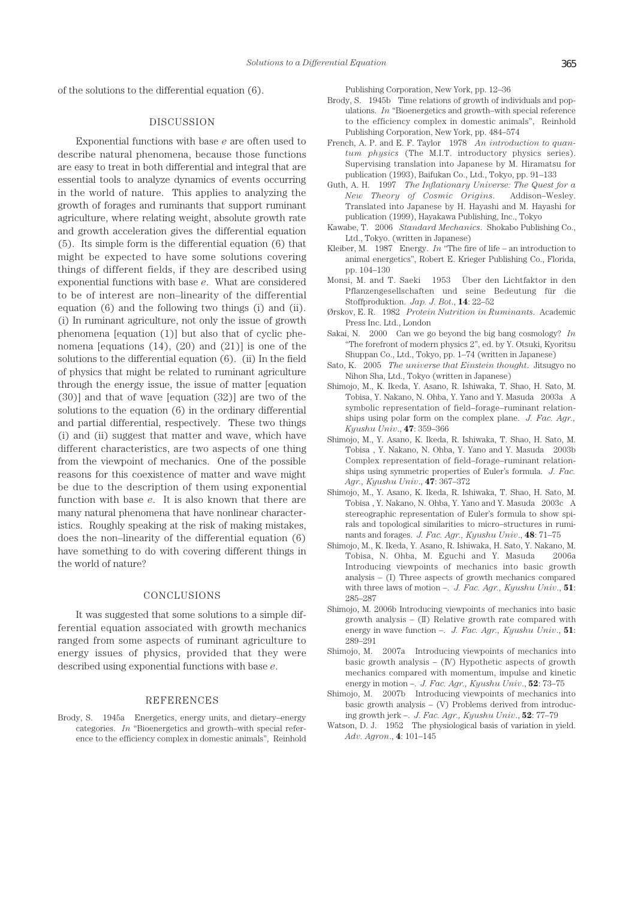of the solutions to the differential equation (6).

## DISCUSSION

Exponential functions with base $e$ are often used to describe natural phenomena, because those functions are easy to treat in both differential and integral that are essential tools to analyze dynamics of events occurring in the world of nature. This applies to analyzing the growth of forages and ruminants that support ruminant agriculture, where relating weight, absolute growth rate and growth acceleration gives the differential equation (5). Its simple form is the differential equation (6) that might be expected to have some solutions covering things of different fields, if they are described using exponential functions with base $e$. What are considered to be of interest are non–linearity of the differential equation (6) and the following two things (i) and (ii). (i) In ruminant agriculture, not only the issue of growth phenomena [equation (1)] but also that of cyclic phenomena [equations (14), (20) and (21)] is one of the solutions to the differential equation (6). (ii) In the field of physics that might be related to ruminant agriculture through the energy issue, the issue of matter [equation (30)] and that of wave [equation (32)] are two of the solutions to the equation (6) in the ordinary differential and partial differential, respectively. These two things (i) and (ii) suggest that matter and wave, which have different characteristics, are two aspects of one thing from the viewpoint of mechanics. One of the possible reasons for this coexistence of matter and wave might be due to the description of them using exponential function with base $e$. It is also known that there are many natural phenomena that have nonlinear characteristics. Roughly speaking at the risk of making mistakes, does the non–linearity of the differential equation (6) have something to do with covering different things in the world of nature?

## CONCLUSIONS

It was suggested that some solutions to a simple differential equation associated with growth mechanics ranged from some aspects of ruminant agriculture to energy issues of physics, provided that they were described using exponential functions with base $e$.

## REFERENCES

Brody, S. 1945a Energetics, energy units, and dietary–energy categories. *In* "Bioenergetics and growth–with special reference to the efficiency complex in domestic animals", Reinhold Publishing Corporation, New York, pp. 12–36

Brody, S. 1945b Time relations of growth of individuals and populations. *In* "Bioenergetics and growth–with special reference to the efficiency complex in domestic animals", Reinhold Publishing Corporation, New York, pp. 484–574

French, A. P. and E. F. Taylor 1978 *An introduction to quantum physics* (The M.I.T. introductory physics series). Supervising translation into Japanese by M. Hiramatsu for publication (1993), Baifukan Co., Ltd., Tokyo, pp. 91–133

Guth, A. H. 1997 *The Inflationary Universe: The Quest for a New Theory of Cosmic Origins*. Addison–Wesley. Translated into Japanese by H. Hayashi and M. Hayashi for publication (1999), Hayakawa Publishing, Inc., Tokyo

Kawabe, T. 2006 *Standard Mechanics*. Shokabo Publishing Co., Ltd., Tokyo. (written in Japanese)

Kleiber, M. 1987 Energy. *In* "The fire of life – an introduction to animal energetics", Robert E. Krieger Publishing Co., Florida, pp. 104–130

Monsi, M. and T. Saeki 1953 Über den Lichtfaktor in den Pflanzengesellschaften und seine Bedeutung für die Stoffproduktion. *Jap. J. Bot.*, **14**: 22–52

Ørskov, E. R. 1982 *Protein Nutrition in Ruminants*. Academic Press Inc. Ltd., London

Sakai, N. 2000 Can we go beyond the big bang cosmology? *In* "The forefront of modern physics 2", ed. by Y. Otsuki, Kyoritsu Shuppan Co., Ltd., Tokyo, pp. 1–74 (written in Japanese)

Sato, K. 2005 *The universe that Einstein thought*. Jitsugyo no Nihon Sha, Ltd., Tokyo (written in Japanese)

Shimojo, M., K. Ikeda, Y. Asano, R. Ishiwaka, T. Shao, H. Sato, M. Tobisa, Y. Nakano, N. Ohba, Y. Yano and Y. Masuda 2003a A symbolic representation of field–forage–ruminant relationships using polar form on the complex plane. *J. Fac. Agr., Kyushu Univ.*, **47**: 359–366

Shimojo, M., Y. Asano, K. Ikeda, R. Ishiwaka, T. Shao, H. Sato, M. Tobisa , Y. Nakano, N. Ohba, Y. Yano and Y. Masuda 2003b Complex representation of field–forage–ruminant relationships using symmetric properties of Euler's formula. *J. Fac. Agr., Kyushu Univ.*, **47**: 367–372

Shimojo, M., Y. Asano, K. Ikeda, R. Ishiwaka, T. Shao, H. Sato, M. Tobisa , Y. Nakano, N. Ohba, Y. Yano and Y. Masuda 2003c A stereographic representation of Euler's formula to show spirals and topological similarities to micro–structures in ruminants and forages. *J. Fac. Agr., Kyushu Univ.*, **48**: 71–75

Shimojo, M., K. Ikeda, Y. Asano, R. Ishiwaka, H. Sato, Y. Nakano, M. Tobisa, N. Ohba, M. Eguchi and Y. Masuda 2006a Introducing viewpoints of mechanics into basic growth analysis – (I) Three aspects of growth mechanics compared with three laws of motion –. *J. Fac. Agr., Kyushu Univ.*, **51**: 285–287

Shimojo, M. 2006b Introducing viewpoints of mechanics into basic growth analysis – (II) Relative growth rate compared with energy in wave function –. *J. Fac. Agr., Kyushu Univ.*, **51**: 289–291

Shimojo, M. 2007a Introducing viewpoints of mechanics into basic growth analysis – (IV) Hypothetic aspects of growth mechanics compared with momentum, impulse and kinetic energy in motion –. *J. Fac. Agr., Kyushu Univ.*, **52**: 73–75

Shimojo, M. 2007b Introducing viewpoints of mechanics into basic growth analysis – (V) Problems derived from introducing growth jerk –. *J. Fac. Agr., Kyushu Univ.*, **52**: 77–79

Watson, D. J. 1952 The physiological basis of variation in yield. *Adv. Agron.*, **4**: 101–145